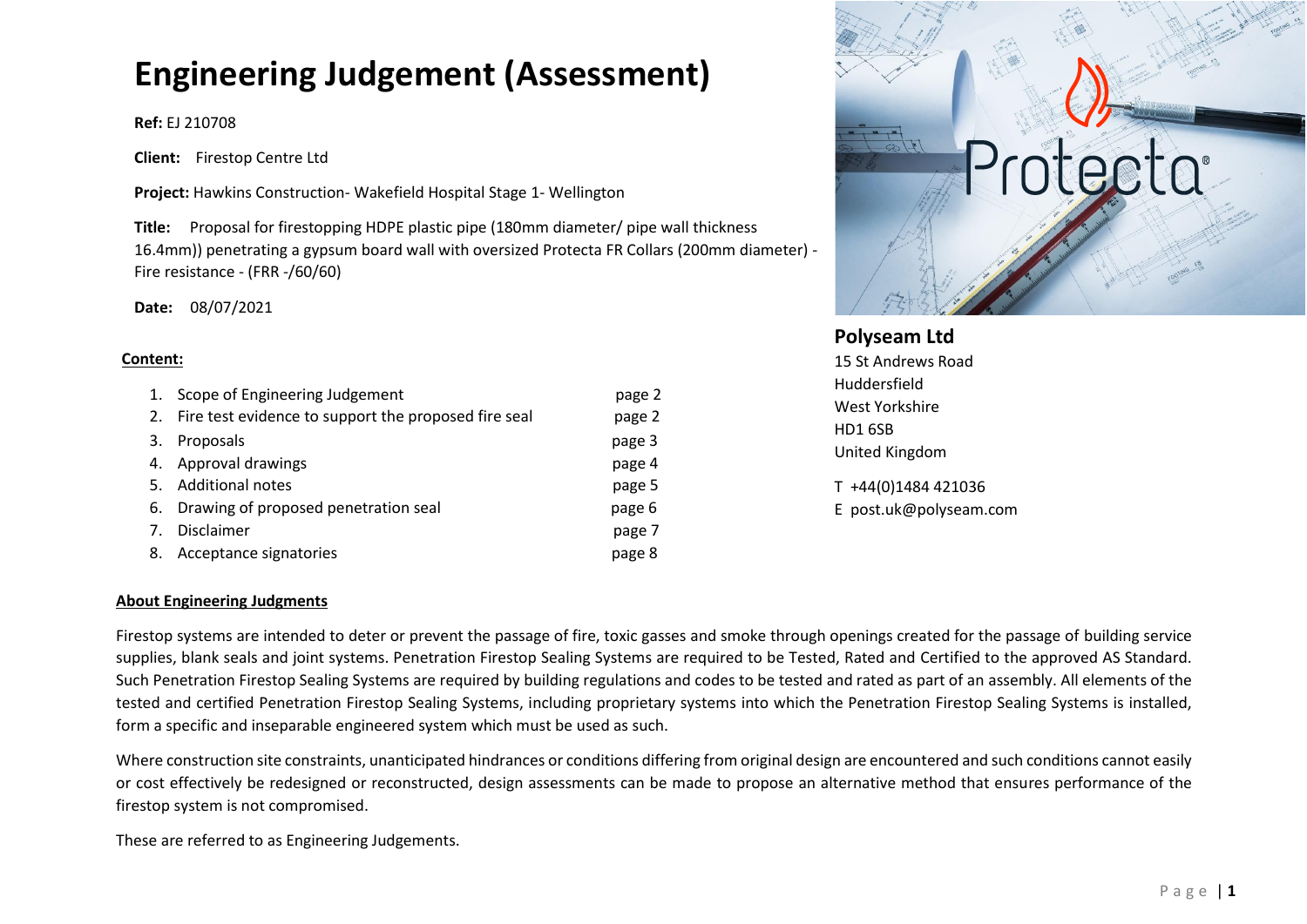# Engineering Judgement (Assessment)

**Ref:** EJ 210708

**Client:** Firestop Centre Ltd

**Project:** Hawkins Construction- Wakefield Hospital Stage 1- Wellington

**Title:** Proposal for firestopping HDPE plastic pipe (180mm diameter/ pipe wall thickness 16.4mm)) penetrating a gypsum board wall with oversized Protecta FR Collars (200mm diameter) - Fire resistance - (FRR -/60/60)

**Date:** 08/07/2021

**Polyseam Ltd**
15 St Andrews Road
Huddersfield
West Yorkshire
HD1 6SB
United Kingdom

T +44(0)1484 421036
E post.uk@polyseam.com

**Content:**

1. Scope of Engineering Judgement page 2
2. Fire test evidence to support the proposed fire seal page 2
3. Proposals page 3
4. Approval drawings page 4
5. Additional notes page 5
6. Drawing of proposed penetration seal page 6
7. Disclaimer page 7
8. Acceptance signatories page 8

**About Engineering Judgments**

Firestop systems are intended to deter or prevent the passage of fire, toxic gasses and smoke through openings created for the passage of building service supplies, blank seals and joint systems. Penetration Firestop Sealing Systems are required to be Tested, Rated and Certified to the approved AS Standard. Such Penetration Firestop Sealing Systems are required by building regulations and codes to be tested and rated as part of an assembly. All elements of the tested and certified Penetration Firestop Sealing Systems, including proprietary systems into which the Penetration Firestop Sealing Systems is installed, form a specific and inseparable engineered system which must be used as such.

Where construction site constraints, unanticipated hindrances or conditions differing from original design are encountered and such conditions cannot easily or cost effectively be redesigned or reconstructed, design assessments can be made to propose an alternative method that ensures performance of the firestop system is not compromised.

These are referred to as Engineering Judgements.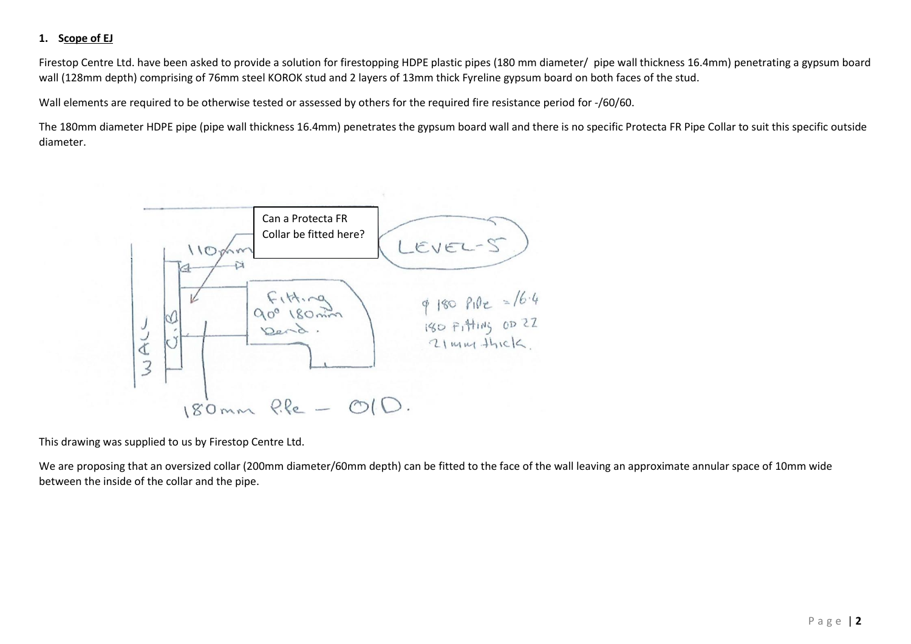## 1. Scope of EJ

Firestop Centre Ltd. have been asked to provide a solution for firestopping HDPE plastic pipes (180 mm diameter/ pipe wall thickness 16.4mm) penetrating a gypsum board wall (128mm depth) comprising of 76mm steel KOROK stud and 2 layers of 13mm thick Fyreline gypsum board on both faces of the stud.

Wall elements are required to be otherwise tested or assessed by others for the required fire resistance period for -/60/60.

The 180mm diameter HDPE pipe (pipe wall thickness 16.4mm) penetrates the gypsum board wall and there is no specific Protecta FR Pipe Collar to suit this specific outside diameter.

Can a Protecta FR Collar be fitted here?

This drawing was supplied to us by Firestop Centre Ltd.

We are proposing that an oversized collar (200mm diameter/60mm depth) can be fitted to the face of the wall leaving an approximate annular space of 10mm wide between the inside of the collar and the pipe.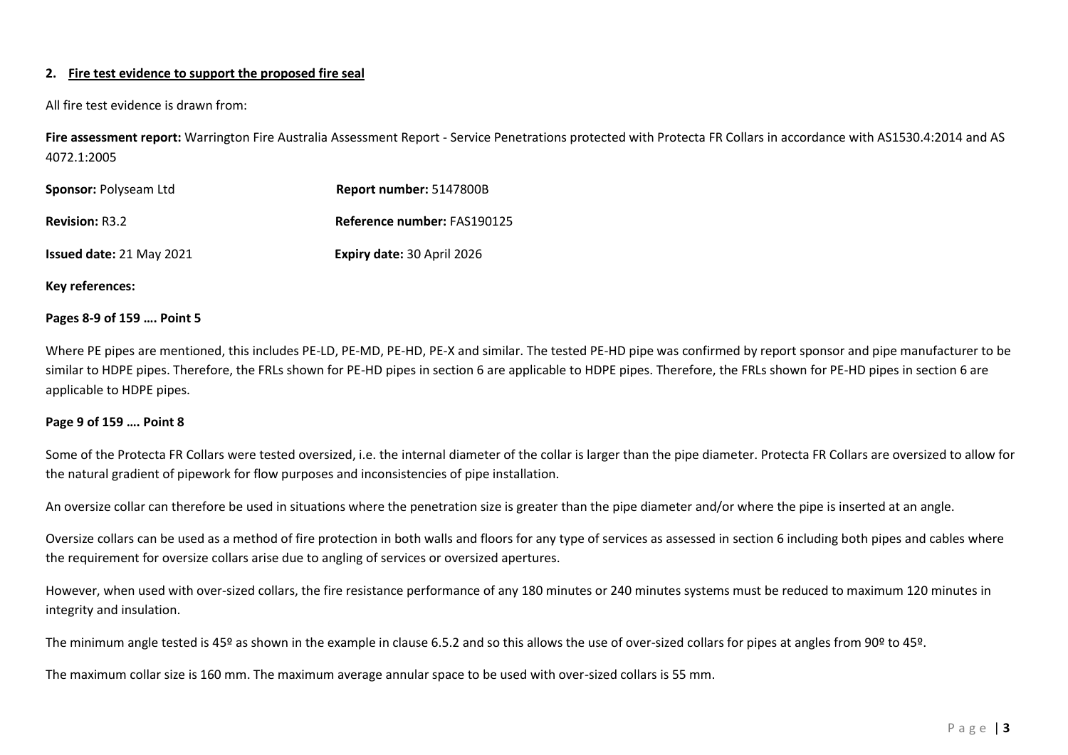**2. Fire test evidence to support the proposed fire seal**

All fire test evidence is drawn from:

**Fire assessment report:** Warrington Fire Australia Assessment Report - Service Penetrations protected with Protecta FR Collars in accordance with AS1530.4:2014 and AS 4072.1:2005

**Sponsor:** Polyseam Ltd **Report number:** 5147800B

**Revision:** R3.2 **Reference number:** FAS190125

**Issued date:** 21 May 2021 **Expiry date:** 30 April 2026

**Key references:**

**Pages 8-9 of 159 …. Point 5**

Where PE pipes are mentioned, this includes PE-LD, PE-MD, PE-HD, PE-X and similar. The tested PE-HD pipe was confirmed by report sponsor and pipe manufacturer to be similar to HDPE pipes. Therefore, the FRLs shown for PE-HD pipes in section 6 are applicable to HDPE pipes. Therefore, the FRLs shown for PE-HD pipes in section 6 are applicable to HDPE pipes.

**Page 9 of 159 …. Point 8**

Some of the Protecta FR Collars were tested oversized, i.e. the internal diameter of the collar is larger than the pipe diameter. Protecta FR Collars are oversized to allow for the natural gradient of pipework for flow purposes and inconsistencies of pipe installation.

An oversize collar can therefore be used in situations where the penetration size is greater than the pipe diameter and/or where the pipe is inserted at an angle.

Oversize collars can be used as a method of fire protection in both walls and floors for any type of services as assessed in section 6 including both pipes and cables where the requirement for oversize collars arise due to angling of services or oversized apertures.

However, when used with over-sized collars, the fire resistance performance of any 180 minutes or 240 minutes systems must be reduced to maximum 120 minutes in integrity and insulation.

The minimum angle tested is 45º as shown in the example in clause 6.5.2 and so this allows the use of over-sized collars for pipes at angles from 90º to 45º.

The maximum collar size is 160 mm. The maximum average annular space to be used with over-sized collars is 55 mm.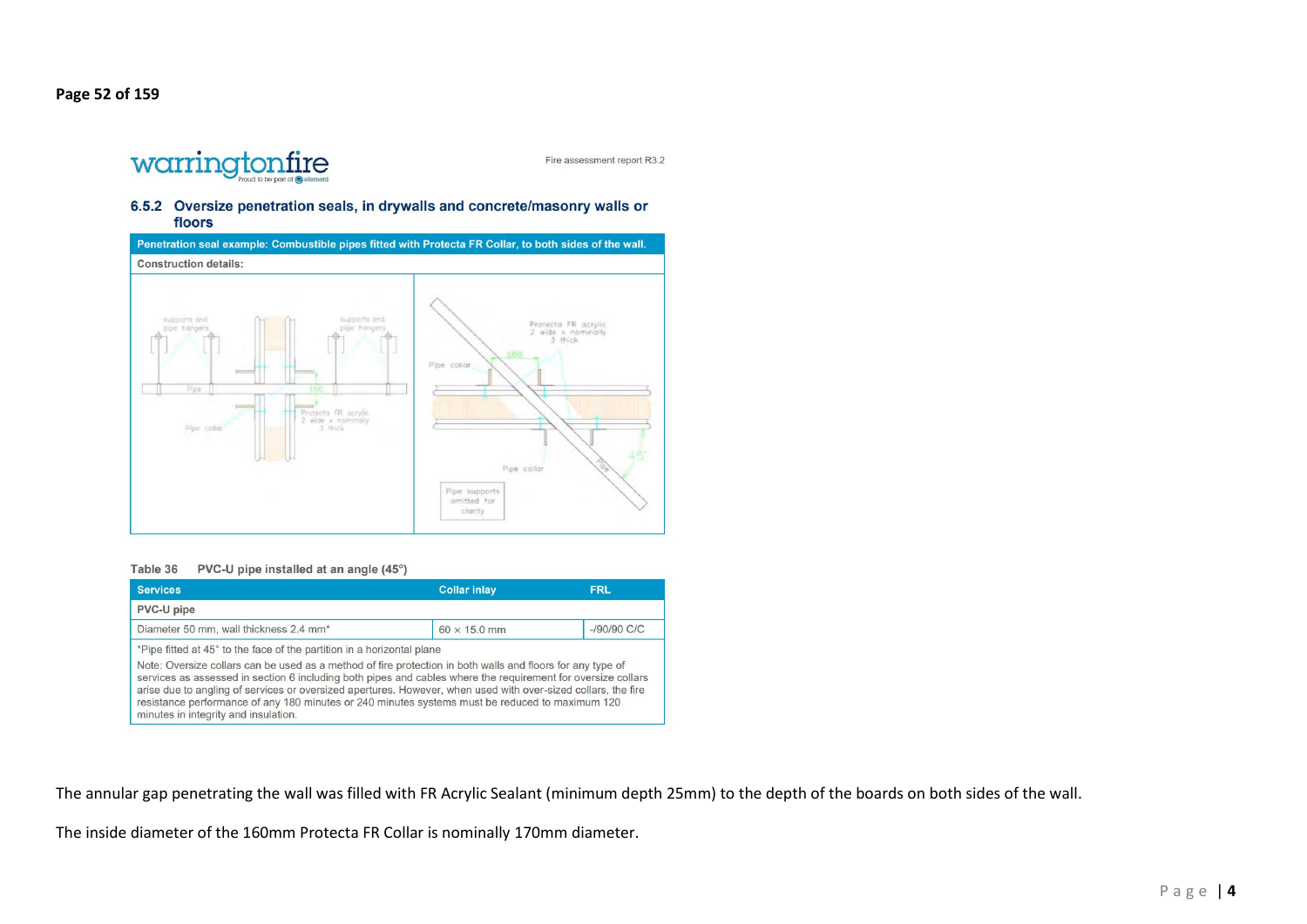**Page 52 of 159**

Fire assessment report R3.2

### 6.5.2 Oversize penetration seals, in drywalls and concrete/masonry walls or floors

| Penetration seal example: Combustible pipes fitted with Protecta FR Collar, to both sides of the wall. |
|---|
| Construction details: |

Table 36 PVC-U pipe installed at an angle (45°)

| Services | Collar inlay | FRL |
|---|---|---|
| **PVC-U pipe** | | |
| Diameter 50 mm, wall thickness 2.4 mm* | 60 × 15.0 mm | -/90/90 C/C |
| *Pipe fitted at 45° to the face of the partition in a horizontal plane<br>Note: Oversize collars can be used as a method of fire protection in both walls and floors for any type of services as assessed in section 6 including both pipes and cables where the requirement for oversize collars arise due to angling of services or oversized apertures. However, when used with over-sized collars, the fire resistance performance of any 180 minutes or 240 minutes systems must be reduced to maximum 120 minutes in integrity and insulation. | | |

The annular gap penetrating the wall was filled with FR Acrylic Sealant (minimum depth 25mm) to the depth of the boards on both sides of the wall.

The inside diameter of the 160mm Protecta FR Collar is nominally 170mm diameter.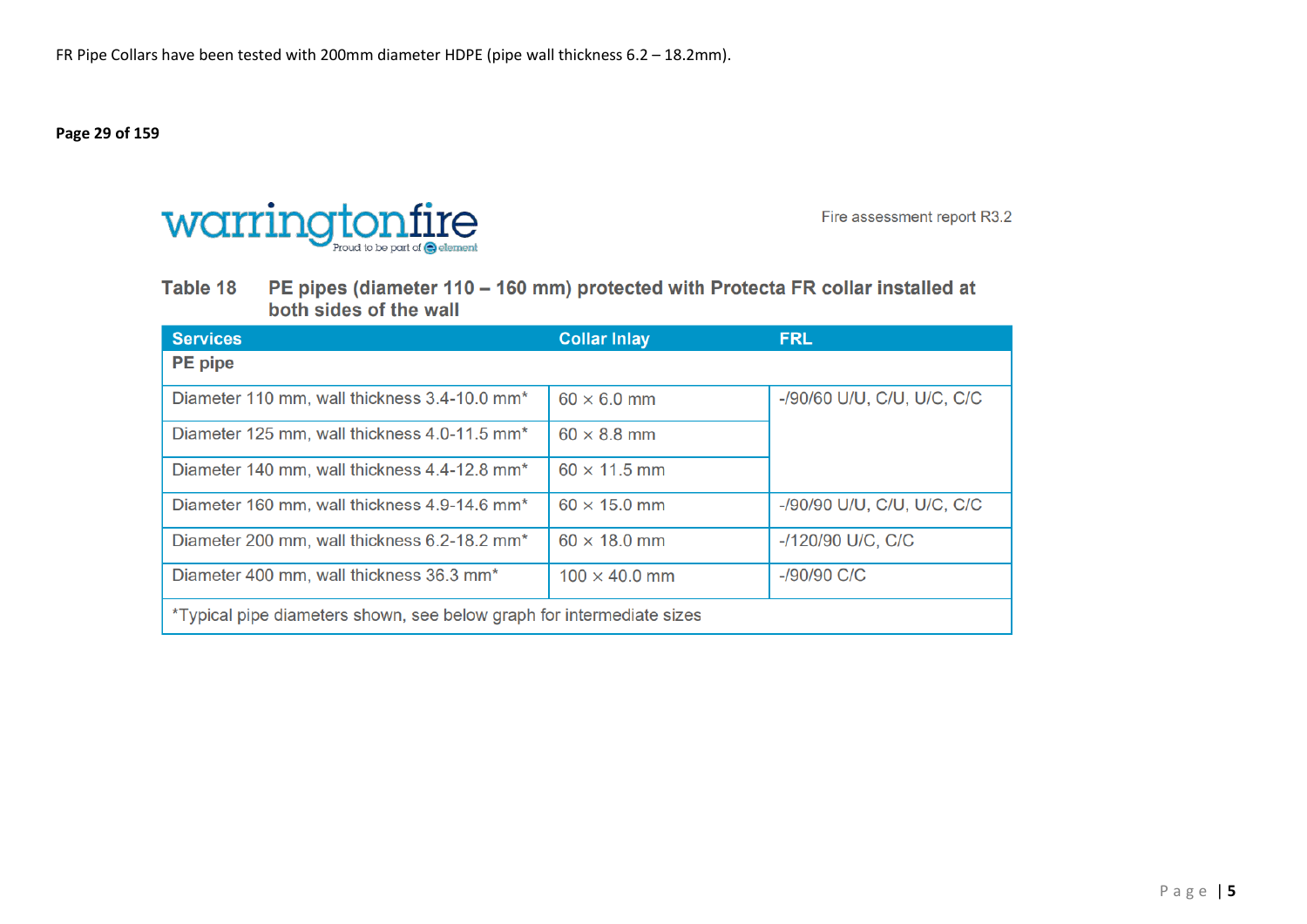FR Pipe Collars have been tested with 200mm diameter HDPE (pipe wall thickness 6.2 – 18.2mm).

**Page 29 of 159**

warringtonfire
Proud to be part of element

Fire assessment report R3.2

### Table 18 PE pipes (diameter 110 – 160 mm) protected with Protecta FR collar installed at both sides of the wall

| Services | Collar Inlay | FRL |
|---|---|---|
| **PE pipe** | | |
| Diameter 110 mm, wall thickness 3.4-10.0 mm* | 60 × 6.0 mm | -/90/60 U/U, C/U, U/C, C/C |
| Diameter 125 mm, wall thickness 4.0-11.5 mm* | 60 × 8.8 mm | |
| Diameter 140 mm, wall thickness 4.4-12.8 mm* | 60 × 11.5 mm | |
| Diameter 160 mm, wall thickness 4.9-14.6 mm* | 60 × 15.0 mm | -/90/90 U/U, C/U, U/C, C/C |
| Diameter 200 mm, wall thickness 6.2-18.2 mm* | 60 × 18.0 mm | -/120/90 U/C, C/C |
| Diameter 400 mm, wall thickness 36.3 mm* | 100 × 40.0 mm | -/90/90 C/C |
| *Typical pipe diameters shown, see below graph for intermediate sizes | | |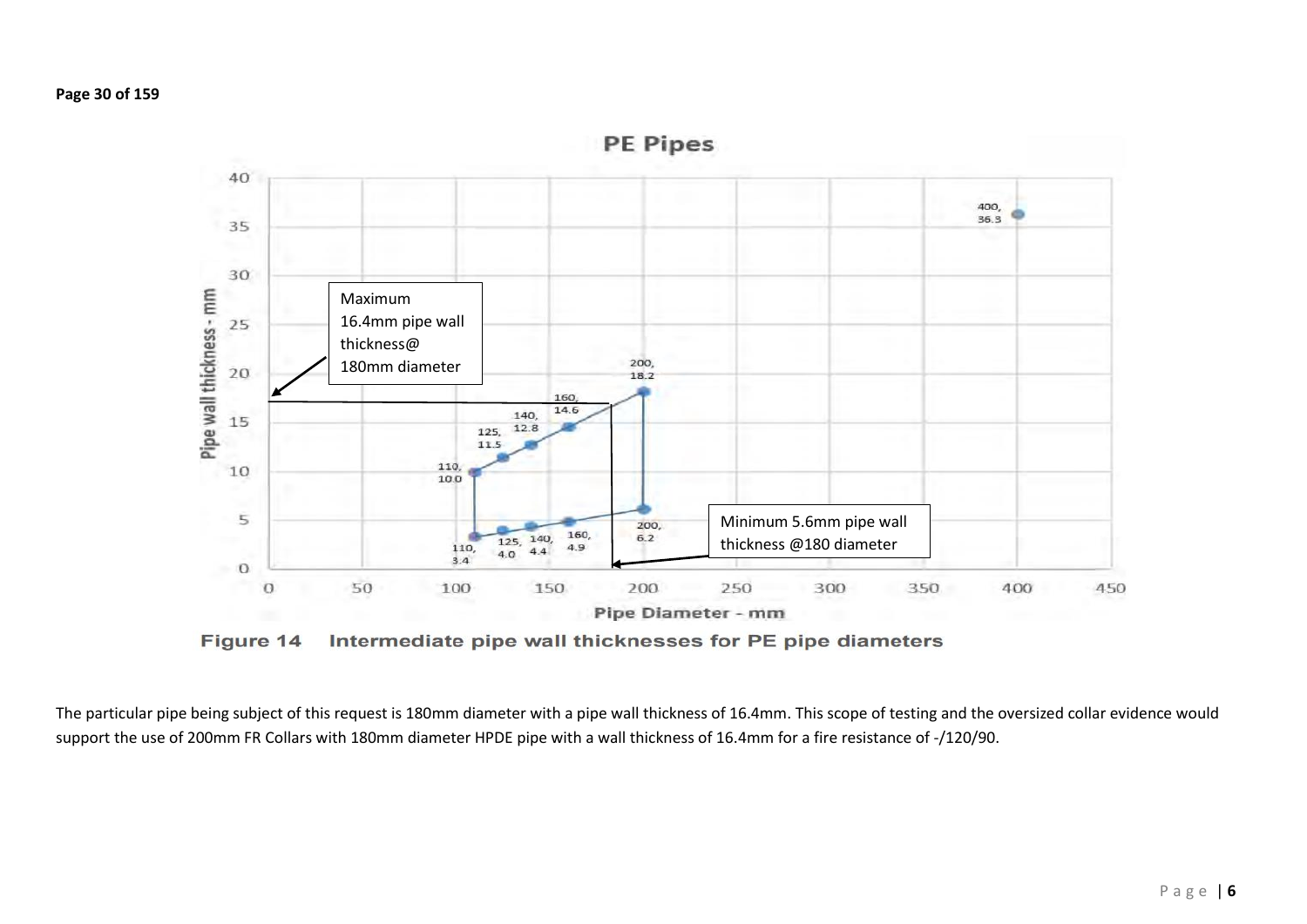**Page 30 of 159**

**PE Pipes**

Maximum 16.4mm pipe wall thickness@ 180mm diameter

Minimum 5.6mm pipe wall thickness @180 diameter

Figure 14 Intermediate pipe wall thicknesses for PE pipe diameters

The particular pipe being subject of this request is 180mm diameter with a pipe wall thickness of 16.4mm. This scope of testing and the oversized collar evidence would support the use of 200mm FR Collars with 180mm diameter HPDE pipe with a wall thickness of 16.4mm for a fire resistance of -/120/90.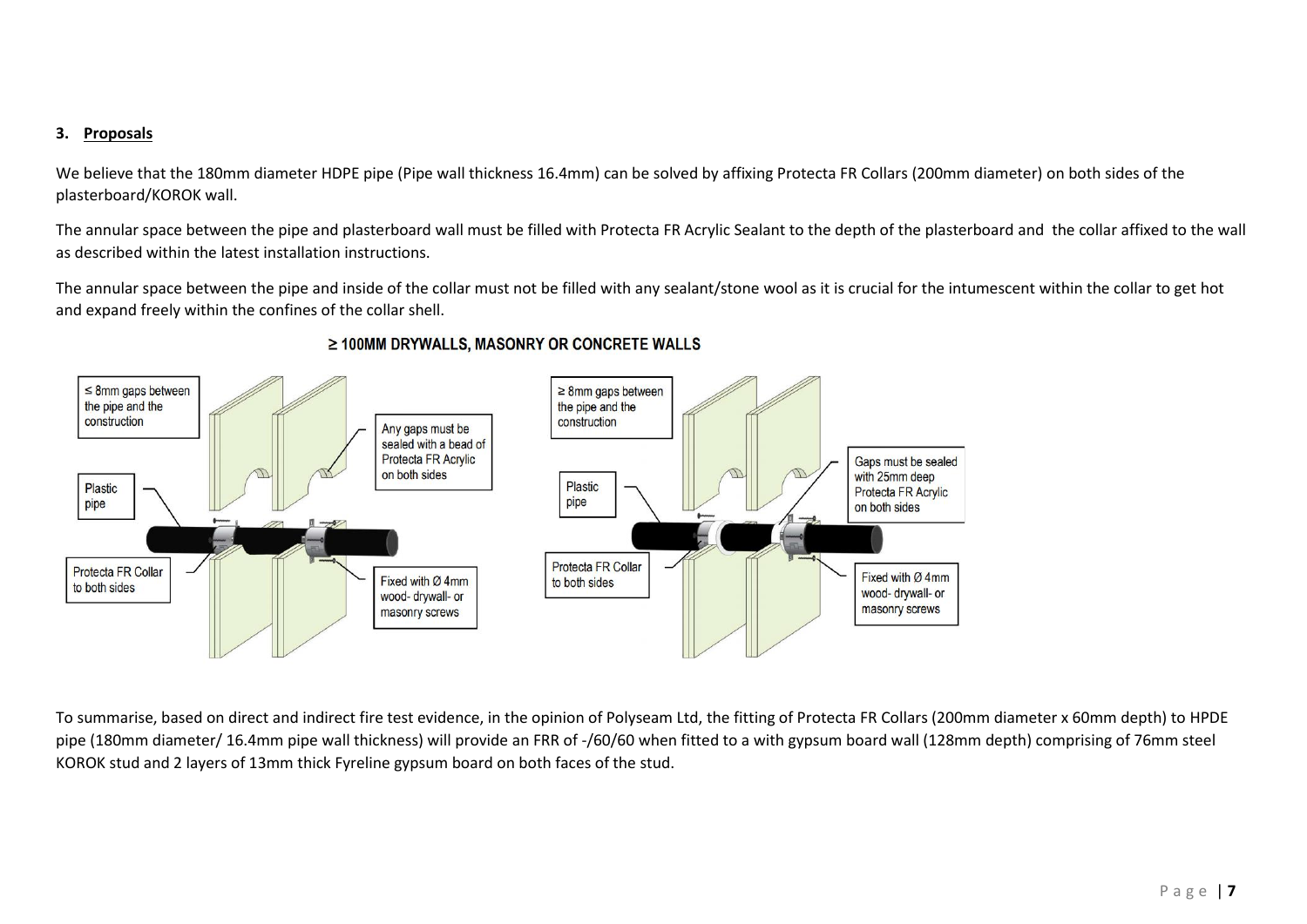## 3. Proposals

We believe that the 180mm diameter HDPE pipe (Pipe wall thickness 16.4mm) can be solved by affixing Protecta FR Collars (200mm diameter) on both sides of the plasterboard/KOROK wall.

The annular space between the pipe and plasterboard wall must be filled with Protecta FR Acrylic Sealant to the depth of the plasterboard and the collar affixed to the wall as described within the latest installation instructions.

The annular space between the pipe and inside of the collar must not be filled with any sealant/stone wool as it is crucial for the intumescent within the collar to get hot and expand freely within the confines of the collar shell.

**≥ 100MM DRYWALLS, MASONRY OR CONCRETE WALLS**

≤ 8mm gaps between the pipe and the construction

Any gaps must be sealed with a bead of Protecta FR Acrylic on both sides

Plastic pipe

Protecta FR Collar to both sides

Fixed with Ø 4mm wood- drywall- or masonry screws

≥ 8mm gaps between the pipe and the construction

Gaps must be sealed with 25mm deep Protecta FR Acrylic on both sides

Plastic pipe

Protecta FR Collar to both sides

Fixed with Ø 4mm wood- drywall- or masonry screws

To summarise, based on direct and indirect fire test evidence, in the opinion of Polyseam Ltd, the fitting of Protecta FR Collars (200mm diameter x 60mm depth) to HPDE pipe (180mm diameter/ 16.4mm pipe wall thickness) will provide an FRR of -/60/60 when fitted to a with gypsum board wall (128mm depth) comprising of 76mm steel KOROK stud and 2 layers of 13mm thick Fyreline gypsum board on both faces of the stud.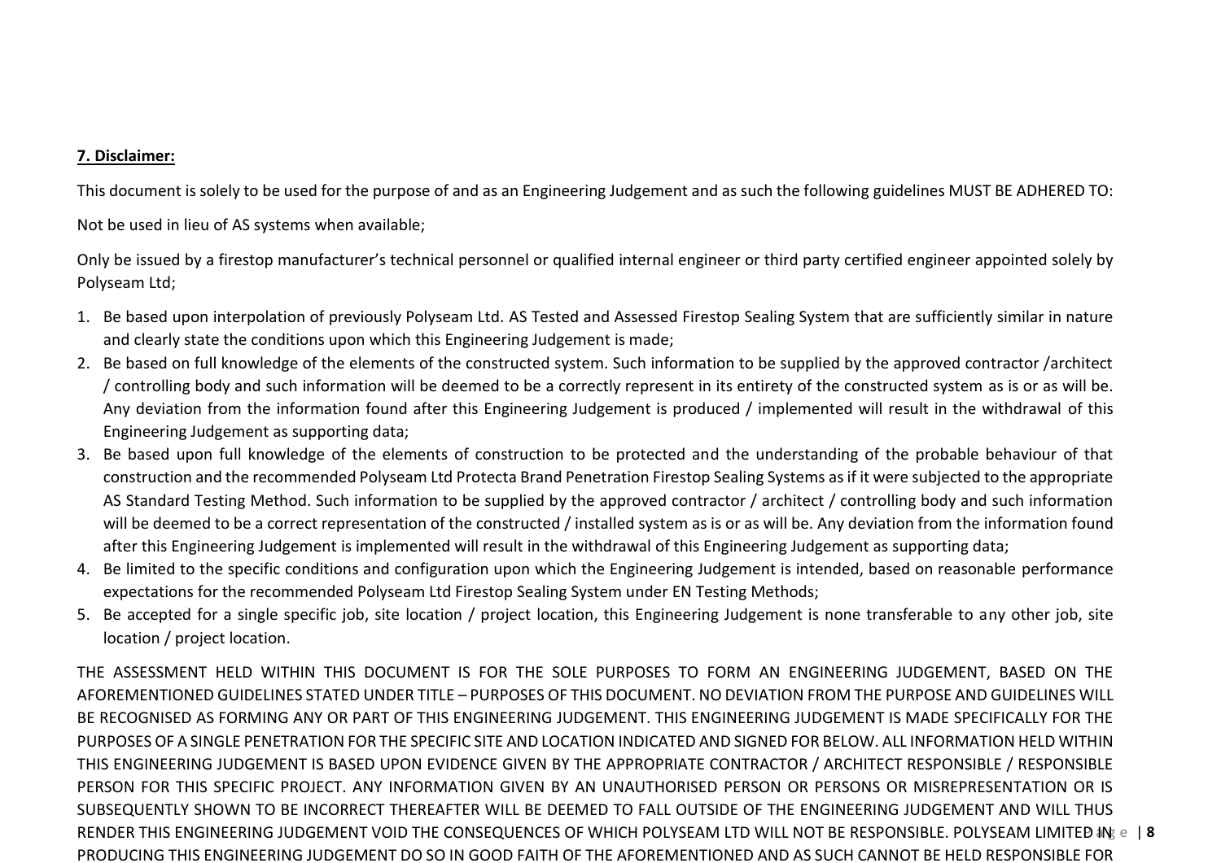**7. Disclaimer:**

This document is solely to be used for the purpose of and as an Engineering Judgement and as such the following guidelines MUST BE ADHERED TO:

Not be used in lieu of AS systems when available;

Only be issued by a firestop manufacturer's technical personnel or qualified internal engineer or third party certified engineer appointed solely by Polyseam Ltd;

1. Be based upon interpolation of previously Polyseam Ltd. AS Tested and Assessed Firestop Sealing System that are sufficiently similar in nature and clearly state the conditions upon which this Engineering Judgement is made;
2. Be based on full knowledge of the elements of the constructed system. Such information to be supplied by the approved contractor /architect / controlling body and such information will be deemed to be a correctly represent in its entirety of the constructed system as is or as will be. Any deviation from the information found after this Engineering Judgement is produced / implemented will result in the withdrawal of this Engineering Judgement as supporting data;
3. Be based upon full knowledge of the elements of construction to be protected and the understanding of the probable behaviour of that construction and the recommended Polyseam Ltd Protecta Brand Penetration Firestop Sealing Systems as if it were subjected to the appropriate AS Standard Testing Method. Such information to be supplied by the approved contractor / architect / controlling body and such information will be deemed to be a correct representation of the constructed / installed system as is or as will be. Any deviation from the information found after this Engineering Judgement is implemented will result in the withdrawal of this Engineering Judgement as supporting data;
4. Be limited to the specific conditions and configuration upon which the Engineering Judgement is intended, based on reasonable performance expectations for the recommended Polyseam Ltd Firestop Sealing System under EN Testing Methods;
5. Be accepted for a single specific job, site location / project location, this Engineering Judgement is none transferable to any other job, site location / project location.

THE ASSESSMENT HELD WITHIN THIS DOCUMENT IS FOR THE SOLE PURPOSES TO FORM AN ENGINEERING JUDGEMENT, BASED ON THE AFOREMENTIONED GUIDELINES STATED UNDER TITLE – PURPOSES OF THIS DOCUMENT. NO DEVIATION FROM THE PURPOSE AND GUIDELINES WILL BE RECOGNISED AS FORMING ANY OR PART OF THIS ENGINEERING JUDGEMENT. THIS ENGINEERING JUDGEMENT IS MADE SPECIFICALLY FOR THE PURPOSES OF A SINGLE PENETRATION FOR THE SPECIFIC SITE AND LOCATION INDICATED AND SIGNED FOR BELOW. ALL INFORMATION HELD WITHIN THIS ENGINEERING JUDGEMENT IS BASED UPON EVIDENCE GIVEN BY THE APPROPRIATE CONTRACTOR / ARCHITECT RESPONSIBLE / RESPONSIBLE PERSON FOR THIS SPECIFIC PROJECT. ANY INFORMATION GIVEN BY AN UNAUTHORISED PERSON OR PERSONS OR MISREPRESENTATION OR IS SUBSEQUENTLY SHOWN TO BE INCORRECT THEREAFTER WILL BE DEEMED TO FALL OUTSIDE OF THE ENGINEERING JUDGEMENT AND WILL THUS RENDER THIS ENGINEERING JUDGEMENT VOID THE CONSEQUENCES OF WHICH POLYSEAM LTD WILL NOT BE RESPONSIBLE. POLYSEAM LIMITED IN PRODUCING THIS ENGINEERING JUDGEMENT DO SO IN GOOD FAITH OF THE AFOREMENTIONED AND AS SUCH CANNOT BE HELD RESPONSIBLE FOR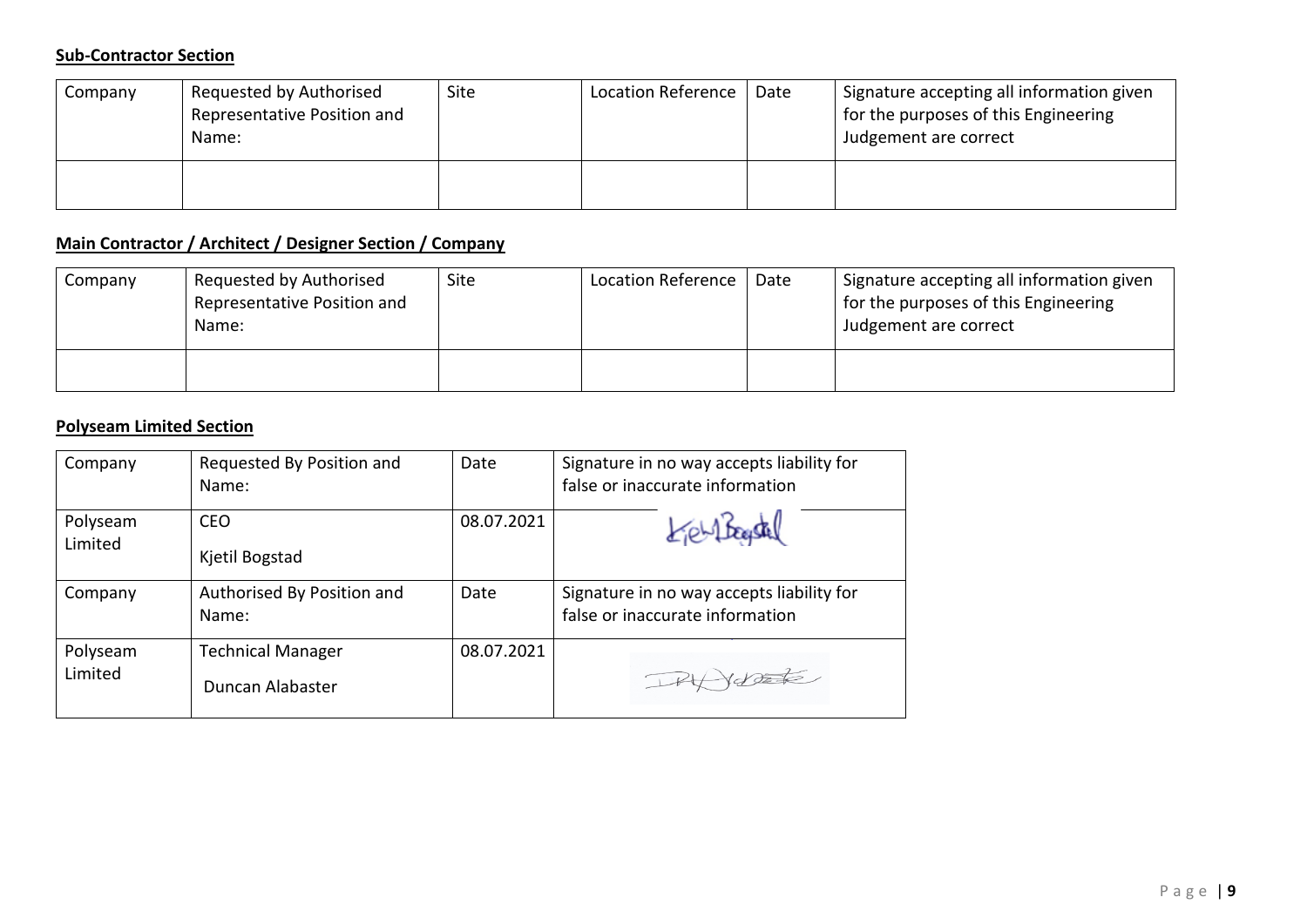**Sub-Contractor Section**

| Company | Requested by Authorised Representative Position and Name: | Site | Location Reference | Date | Signature accepting all information given for the purposes of this Engineering Judgement are correct |
|---|---|---|---|---|---|
| | | | | | |

**Main Contractor / Architect / Designer Section / Company**

| Company | Requested by Authorised Representative Position and Name: | Site | Location Reference | Date | Signature accepting all information given for the purposes of this Engineering Judgement are correct |
|---|---|---|---|---|---|
| | | | | | |

**Polyseam Limited Section**

| Company | Requested By Position and Name: | Date | Signature in no way accepts liability for false or inaccurate information |
|---|---|---|---|
| Polyseam Limited | CEO<br>Kjetil Bogstad | 08.07.2021 | Kjetil Bogstad |
| Company | Authorised By Position and Name: | Date | Signature in no way accepts liability for false or inaccurate information |
| Polyseam Limited | Technical Manager<br>Duncan Alabaster | 08.07.2021 | |